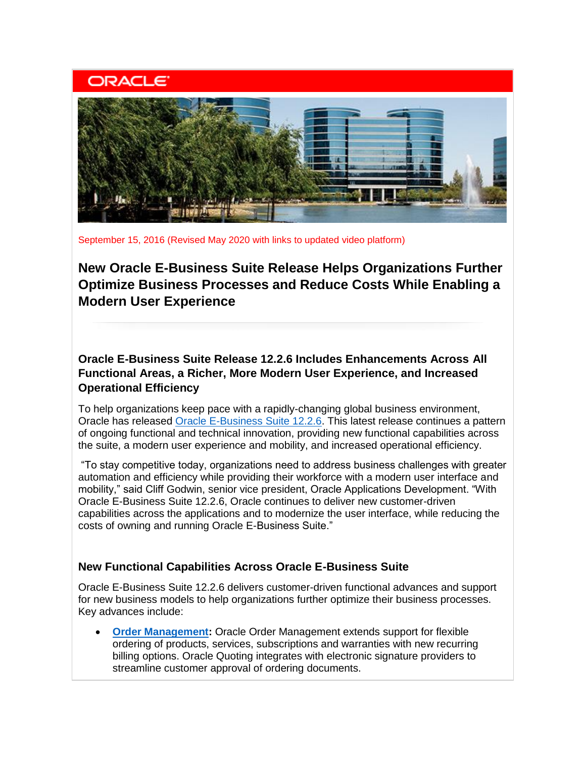ORACLE

September 15, 2016 (Revised May 2020 with links to updated video platform)

# New Oracle E-Business Suite Release Helps Organizations Further Optimize Business Processes and Reduce Costs While Enabling a Modern User Experience

## Oracle E-Business Suite Release 12.2.6 Includes Enhancements Across All Functional Areas, a Richer, More Modern User Experience, and Increased Operational Efficiency

To help organizations keep pace with a rapidly-changing global business environment, Oracle has released Oracle E-Business Suite 12.2.6. This latest release continues a pattern of ongoing functional and technical innovation, providing new functional capabilities across the suite, a modern user experience and mobility, and increased operational efficiency.

"To stay competitive today, organizations need to address business challenges with greater automation and efficiency while providing their workforce with a modern user interface and mobility," said Cliff Godwin, senior vice president, Oracle Applications Development. "With Oracle E-Business Suite 12.2.6, Oracle continues to deliver new customer-driven capabilities across the applications and to modernize the user interface, while reducing the costs of owning and running Oracle E-Business Suite."

## New Functional Capabilities Across Oracle E-Business Suite

Oracle E-Business Suite 12.2.6 delivers customer-driven functional advances and support for new business models to help organizations further optimize their business processes. Key advances include:

- **Order Management:** Oracle Order Management extends support for flexible ordering of products, services, subscriptions and warranties with new recurring billing options. Oracle Quoting integrates with electronic signature providers to streamline customer approval of ordering documents.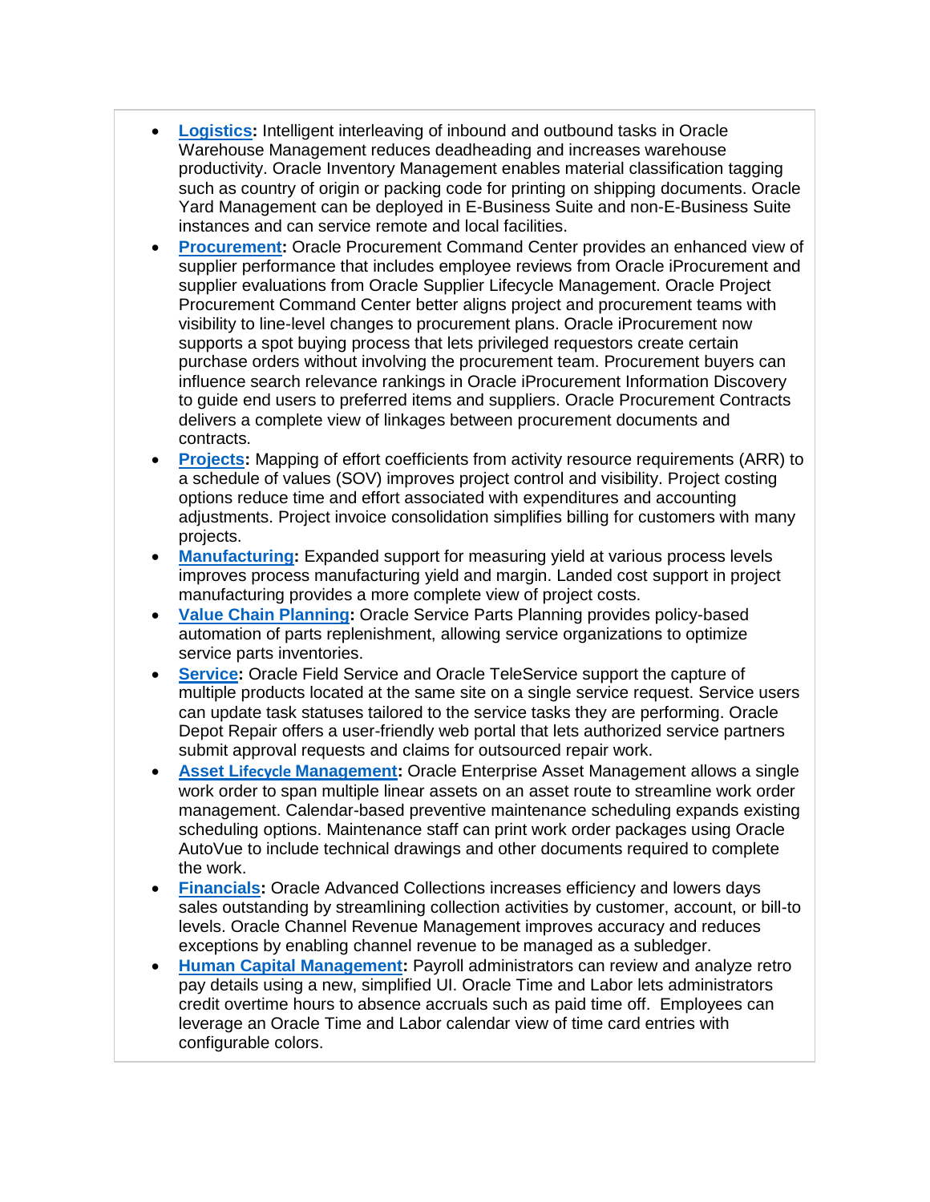- **Logistics**: Intelligent interleaving of inbound and outbound tasks in Oracle Warehouse Management reduces deadheading and increases warehouse productivity. Oracle Inventory Management enables material classification tagging such as country of origin or packing code for printing on shipping documents. Oracle Yard Management can be deployed in E-Business Suite and non-E-Business Suite instances and can service remote and local facilities.
- **Procurement**: Oracle Procurement Command Center provides an enhanced view of supplier performance that includes employee reviews from Oracle iProcurement and supplier evaluations from Oracle Supplier Lifecycle Management. Oracle Project Procurement Command Center better aligns project and procurement teams with visibility to line-level changes to procurement plans. Oracle iProcurement now supports a spot buying process that lets privileged requestors create certain purchase orders without involving the procurement team. Procurement buyers can influence search relevance rankings in Oracle iProcurement Information Discovery to guide end users to preferred items and suppliers. Oracle Procurement Contracts delivers a complete view of linkages between procurement documents and contracts.
- **Projects**: Mapping of effort coefficients from activity resource requirements (ARR) to a schedule of values (SOV) improves project control and visibility. Project costing options reduce time and effort associated with expenditures and accounting adjustments. Project invoice consolidation simplifies billing for customers with many projects.
- **Manufacturing**: Expanded support for measuring yield at various process levels improves process manufacturing yield and margin. Landed cost support in project manufacturing provides a more complete view of project costs.
- **Value Chain Planning**: Oracle Service Parts Planning provides policy-based automation of parts replenishment, allowing service organizations to optimize service parts inventories.
- **Service**: Oracle Field Service and Oracle TeleService support the capture of multiple products located at the same site on a single service request. Service users can update task statuses tailored to the service tasks they are performing. Oracle Depot Repair offers a user-friendly web portal that lets authorized service partners submit approval requests and claims for outsourced repair work.
- **Asset Lifecycle Management**: Oracle Enterprise Asset Management allows a single work order to span multiple linear assets on an asset route to streamline work order management. Calendar-based preventive maintenance scheduling expands existing scheduling options. Maintenance staff can print work order packages using Oracle AutoVue to include technical drawings and other documents required to complete the work.
- **Financials**: Oracle Advanced Collections increases efficiency and lowers days sales outstanding by streamlining collection activities by customer, account, or bill-to levels. Oracle Channel Revenue Management improves accuracy and reduces exceptions by enabling channel revenue to be managed as a subledger.
- **Human Capital Management**: Payroll administrators can review and analyze retro pay details using a new, simplified UI. Oracle Time and Labor lets administrators credit overtime hours to absence accruals such as paid time off. Employees can leverage an Oracle Time and Labor calendar view of time card entries with configurable colors.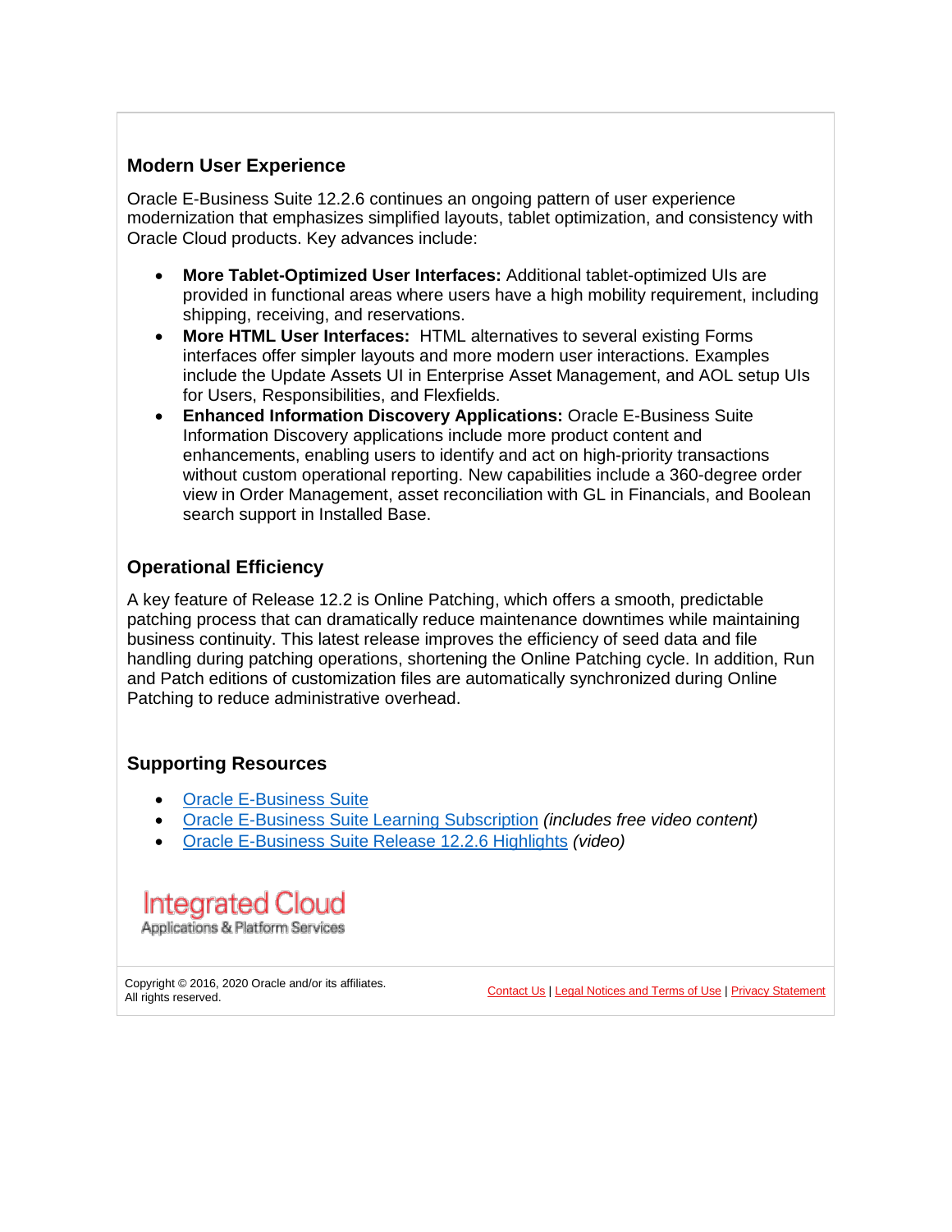## Modern User Experience

Oracle E-Business Suite 12.2.6 continues an ongoing pattern of user experience modernization that emphasizes simplified layouts, tablet optimization, and consistency with Oracle Cloud products. Key advances include:

- **More Tablet-Optimized User Interfaces:** Additional tablet-optimized UIs are provided in functional areas where users have a high mobility requirement, including shipping, receiving, and reservations.
- **More HTML User Interfaces:** HTML alternatives to several existing Forms interfaces offer simpler layouts and more modern user interactions. Examples include the Update Assets UI in Enterprise Asset Management, and AOL setup UIs for Users, Responsibilities, and Flexfields.
- **Enhanced Information Discovery Applications:** Oracle E-Business Suite Information Discovery applications include more product content and enhancements, enabling users to identify and act on high-priority transactions without custom operational reporting. New capabilities include a 360-degree order view in Order Management, asset reconciliation with GL in Financials, and Boolean search support in Installed Base.

## Operational Efficiency

A key feature of Release 12.2 is Online Patching, which offers a smooth, predictable patching process that can dramatically reduce maintenance downtimes while maintaining business continuity. This latest release improves the efficiency of seed data and file handling during patching operations, shortening the Online Patching cycle. In addition, Run and Patch editions of customization files are automatically synchronized during Online Patching to reduce administrative overhead.

## Supporting Resources

- Oracle E-Business Suite
- Oracle E-Business Suite Learning Subscription *(includes free video content)*
- Oracle E-Business Suite Release 12.2.6 Highlights *(video)*

Integrated Cloud
Applications & Platform Services

Copyright © 2016, 2020 Oracle and/or its affiliates.
All rights reserved.

Contact Us | Legal Notices and Terms of Use | Privacy Statement